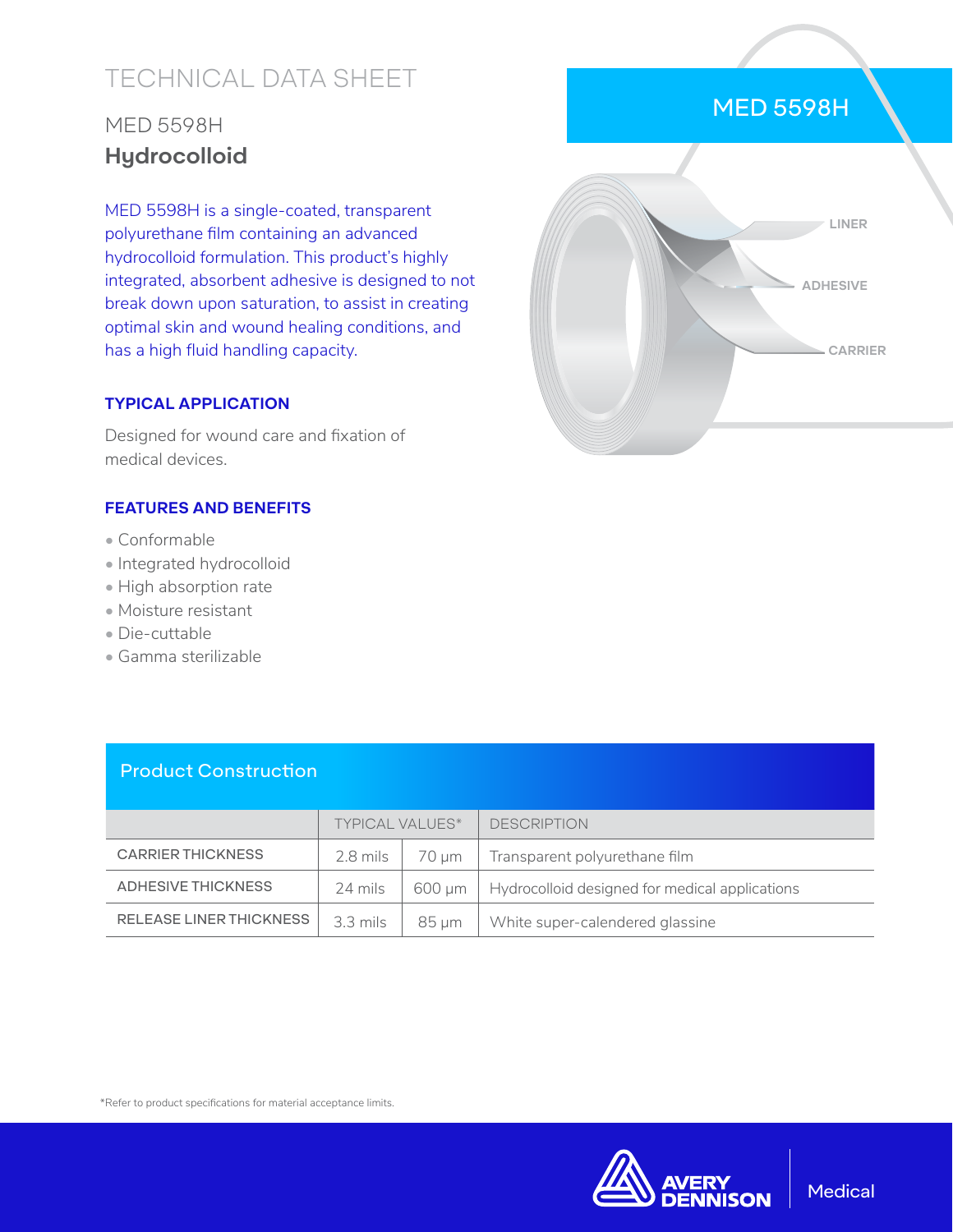# TECHNICAL DATA SHEET

## MED 5598H
## **Hydrocolloid**

MED 5598H is a single-coated, transparent polyurethane film containing an advanced hydrocolloid formulation. This product's highly integrated, absorbent adhesive is designed to not break down upon saturation, to assist in creating optimal skin and wound healing conditions, and has a high fluid handling capacity.

### TYPICAL APPLICATION

Designed for wound care and fixation of medical devices.

### FEATURES AND BENEFITS

- Conformable
- Integrated hydrocolloid
- High absorption rate
- Moisture resistant
- Die-cuttable
- Gamma sterilizable

MED 5598H

LINER

ADHESIVE

CARRIER

### Product Construction

| | TYPICAL VALUES* | | DESCRIPTION |
|---|---|---|---|
| CARRIER THICKNESS | 2.8 mils | 70 µm | Transparent polyurethane film |
| ADHESIVE THICKNESS | 24 mils | 600 µm | Hydrocolloid designed for medical applications |
| RELEASE LINER THICKNESS | 3.3 mils | 85 µm | White super-calendered glassine |

*Refer to product specifications for material acceptance limits.

AVERY DENNISON | Medical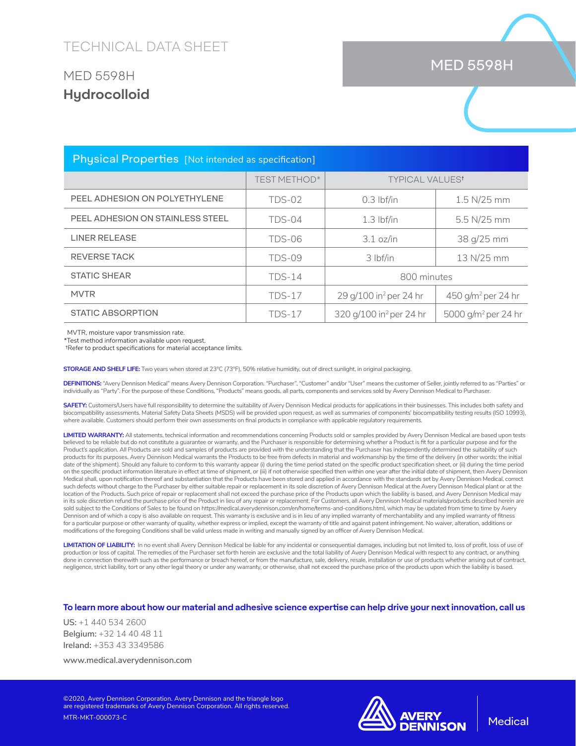# TECHNICAL DATA SHEET

## MED 5598H

## Hydrocolloid

MED 5598H

### Physical Properties [Not intended as specification]

| | TEST METHOD* | TYPICAL VALUES† | |
|---|---|---|---|
| PEEL ADHESION ON POLYETHYLENE | TDS-02 | 0.3 lbf/in | 1.5 N/25 mm |
| PEEL ADHESION ON STAINLESS STEEL | TDS-04 | 1.3 lbf/in | 5.5 N/25 mm |
| LINER RELEASE | TDS-06 | 3.1 oz/in | 38 g/25 mm |
| REVERSE TACK | TDS-09 | 3 lbf/in | 13 N/25 mm |
| STATIC SHEAR | TDS-14 | 800 minutes | |
| MVTR | TDS-17 | 29 g/100 $in^2$ per 24 hr | 450 $g/m^2$ per 24 hr |
| STATIC ABSORPTION | TDS-17 | 320 g/100 $in^2$ per 24 hr | 5000 $g/m^2$ per 24 hr |

MVTR, moisture vapor transmission rate.
*Test method information available upon request.
†Refer to product specifications for material acceptance limits.

**STORAGE AND SHELF LIFE:** Two years when stored at 23°C (73°F), 50% relative humidity, out of direct sunlight, in original packaging.

**DEFINITIONS:** "Avery Dennison Medical" means Avery Dennison Corporation. "Purchaser", "Customer" and/or "User" means the customer of Seller, jointly referred to as "Parties" or individually as "Party". For the purpose of these Conditions, "Products" means goods, all parts, components and services sold by Avery Dennison Medical to Purchaser.

**SAFETY:** Customers/Users have full responsibility to determine the suitability of Avery Dennison Medical products for applications in their businesses. This includes both safety and biocompatibility assessments. Material Safety Data Sheets (MSDS) will be provided upon request, as well as summaries of components' biocompatibility testing results (ISO 10993), where available. Customers should perform their own assessments on final products in compliance with applicable regulatory requirements.

**LIMITED WARRANTY:** All statements, technical information and recommendations concerning Products sold or samples provided by Avery Dennison Medical are based upon tests believed to be reliable but do not constitute a guarantee or warranty, and the Purchaser is responsible for determining whether a Product is fit for a particular purpose and for the Product's application. All Products are sold and samples of products are provided with the understanding that the Purchaser has independently determined the suitability of such products for its purposes. Avery Dennison Medical warrants the Products to be free from defects in material and workmanship by the time of the delivery (in other words: the initial date of the shipment). Should any failure to conform to this warranty appear (i) during the time period stated on the specific product specification sheet, or (ii) during the time period on the specific product information literature in effect at time of shipment, or (iii) if not otherwise specified then within one year after the initial date of shipment, then Avery Dennison Medical shall, upon notification thereof and substantiation that the Products have been stored and applied in accordance with the standards set by Avery Dennison Medical, correct such defects without charge to the Purchaser by either suitable repair or replacement in its sole discretion of Avery Dennison Medical at the Avery Dennison Medical plant or at the location of the Products. Such price of repair or replacement shall not exceed the purchase price of the Products upon which the liability is based, and Avery Dennison Medical may in its sole discretion refund the purchase price of the Product in lieu of any repair or replacement. For Customers, all Avery Dennison Medical materials/products described herein are sold subject to the Conditions of Sales to be found on https://medical.averydennison.com/en/home/terms-and-conditions.html, which may be updated from time to time by Avery Dennison and of which a copy is also available on request. This warranty is exclusive and is in lieu of any implied warranty of merchantability and any implied warranty of fitness for a particular purpose or other warranty of quality, whether express or implied, except the warranty of title and against patent infringement. No waiver, alteration, additions or modifications of the foregoing Conditions shall be valid unless made in writing and manually signed by an officer of Avery Dennison Medical.

**LIMITATION OF LIABILITY:** In no event shall Avery Dennison Medical be liable for any incidental or consequential damages, including but not limited to, loss of profit, loss of use of production or loss of capital. The remedies of the Purchaser set forth herein are exclusive and the total liability of Avery Dennison Medical with respect to any contract, or anything done in connection therewith such as the performance or breach hereof, or from the manufacture, sale, delivery, resale, installation or use of products whether arising out of contract, negligence, strict liability, tort or any other legal theory or under any warranty, or otherwise, shall not exceed the purchase price of the products upon which the liability is based.

**To learn more about how our material and adhesive science expertise can help drive your next innovation, call us**

**US:** +1 440 534 2600
**Belgium:** +32 14 40 48 11
**Ireland:** +353 43 3349586

**www.medical.averydennison.com**

©2020, Avery Dennison Corporation. Avery Dennison and the triangle logo are registered trademarks of Avery Dennison Corporation. All rights reserved.

MTR-MKT-000073-C

AVERY DENNISON Medical